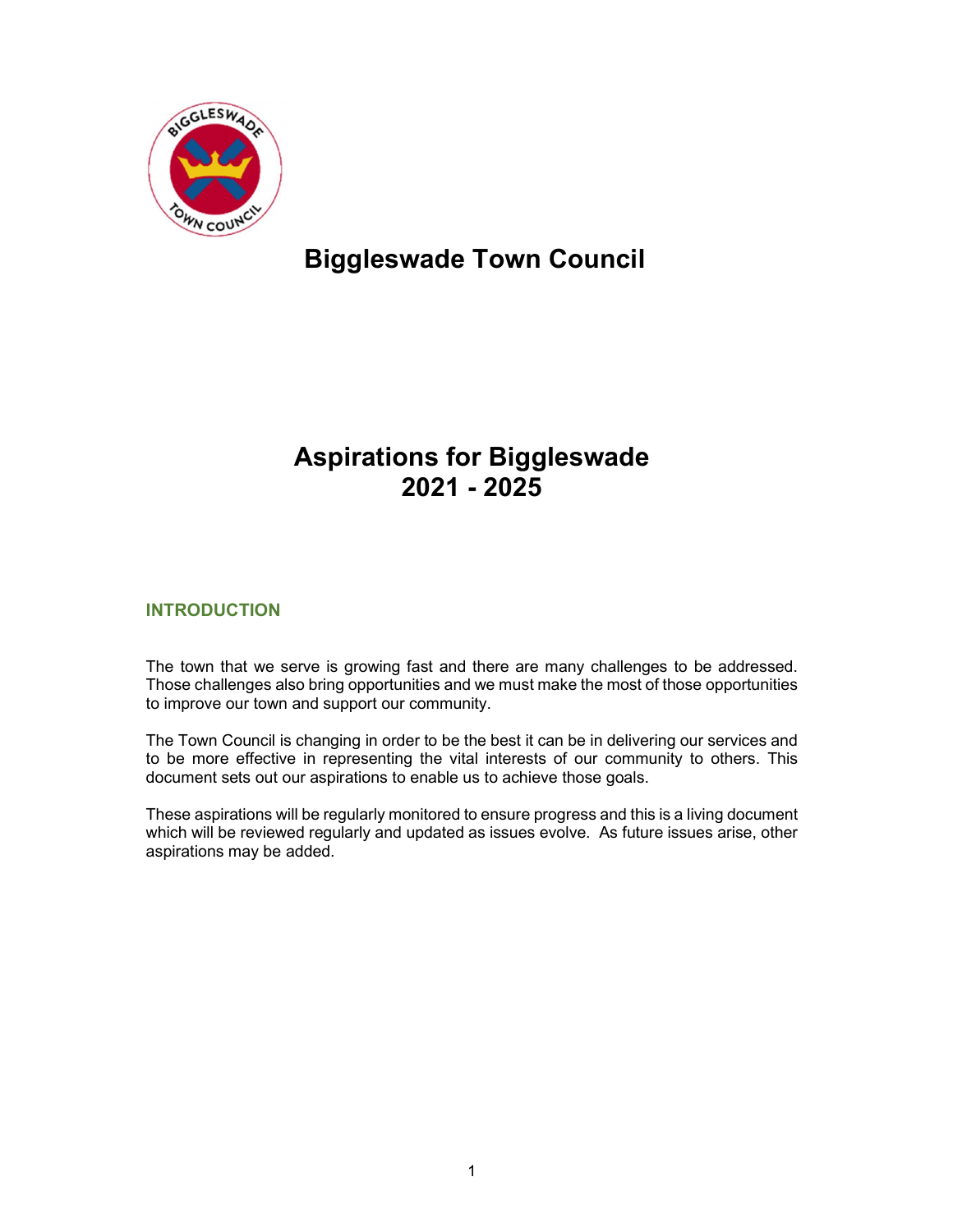# Biggleswade Town Council

# Aspirations for Biggleswade 2021 - 2025

## INTRODUCTION

The town that we serve is growing fast and there are many challenges to be addressed. Those challenges also bring opportunities and we must make the most of those opportunities to improve our town and support our community.

The Town Council is changing in order to be the best it can be in delivering our services and to be more effective in representing the vital interests of our community to others. This document sets out our aspirations to enable us to achieve those goals.

These aspirations will be regularly monitored to ensure progress and this is a living document which will be reviewed regularly and updated as issues evolve. As future issues arise, other aspirations may be added.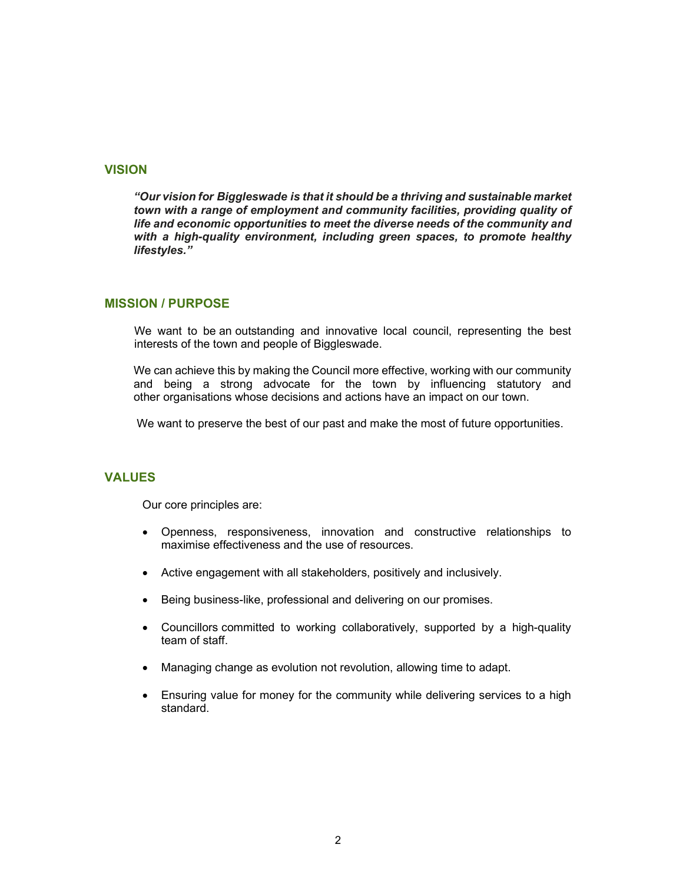## VISION

***"Our vision for Biggleswade is that it should be a thriving and sustainable market town with a range of employment and community facilities, providing quality of life and economic opportunities to meet the diverse needs of the community and with a high-quality environment, including green spaces, to promote healthy lifestyles."***

## MISSION / PURPOSE

We want to be an outstanding and innovative local council, representing the best interests of the town and people of Biggleswade.

We can achieve this by making the Council more effective, working with our community and being a strong advocate for the town by influencing statutory and other organisations whose decisions and actions have an impact on our town.

We want to preserve the best of our past and make the most of future opportunities.

## VALUES

Our core principles are:

- Openness, responsiveness, innovation and constructive relationships to maximise effectiveness and the use of resources.
- Active engagement with all stakeholders, positively and inclusively.
- Being business-like, professional and delivering on our promises.
- Councillors committed to working collaboratively, supported by a high-quality team of staff.
- Managing change as evolution not revolution, allowing time to adapt.
- Ensuring value for money for the community while delivering services to a high standard.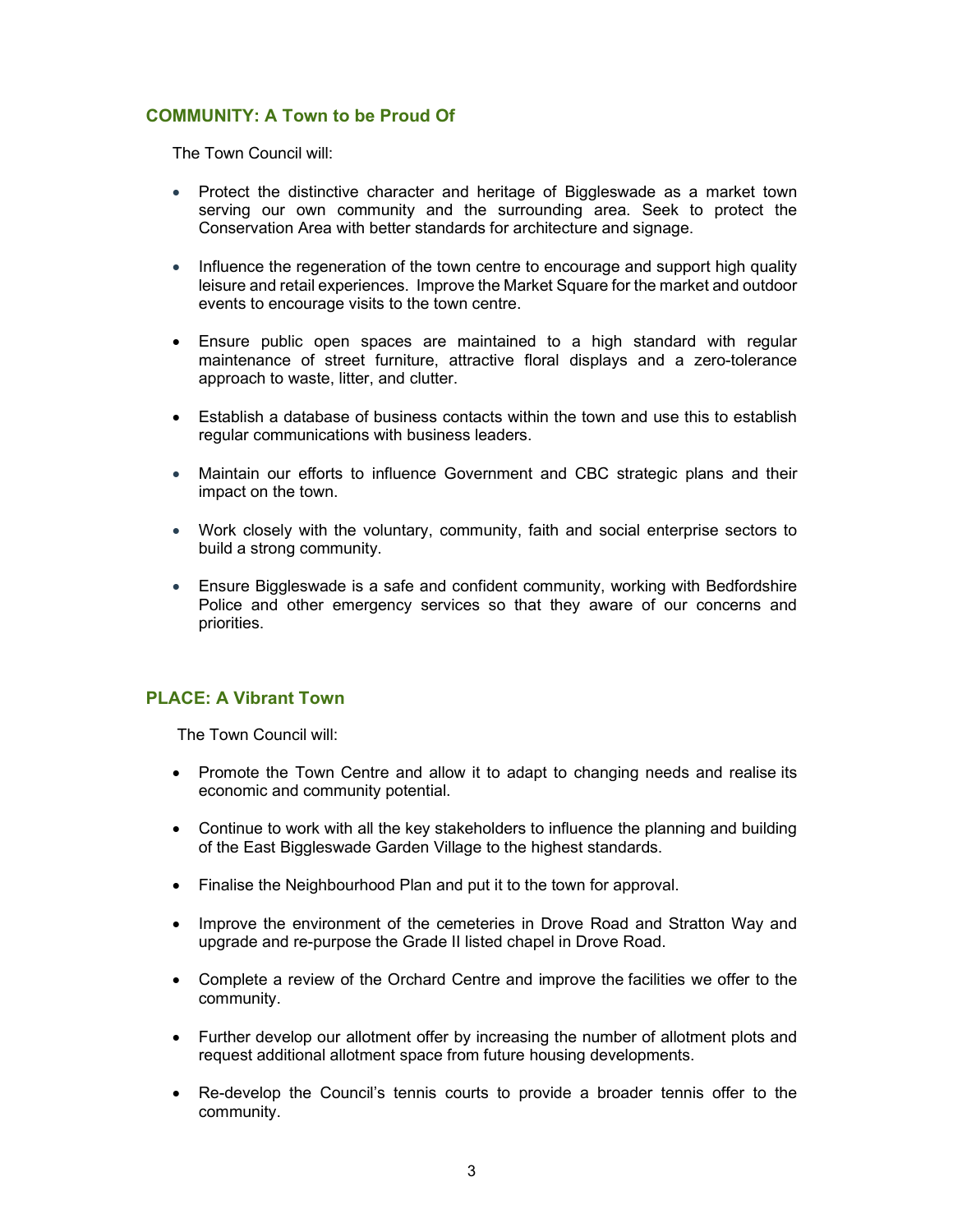## COMMUNITY: A Town to be Proud Of

The Town Council will:

- Protect the distinctive character and heritage of Biggleswade as a market town serving our own community and the surrounding area. Seek to protect the Conservation Area with better standards for architecture and signage.
- Influence the regeneration of the town centre to encourage and support high quality leisure and retail experiences. Improve the Market Square for the market and outdoor events to encourage visits to the town centre.
- Ensure public open spaces are maintained to a high standard with regular maintenance of street furniture, attractive floral displays and a zero-tolerance approach to waste, litter, and clutter.
- Establish a database of business contacts within the town and use this to establish regular communications with business leaders.
- Maintain our efforts to influence Government and CBC strategic plans and their impact on the town.
- Work closely with the voluntary, community, faith and social enterprise sectors to build a strong community.
- Ensure Biggleswade is a safe and confident community, working with Bedfordshire Police and other emergency services so that they aware of our concerns and priorities.

## PLACE: A Vibrant Town

The Town Council will:

- Promote the Town Centre and allow it to adapt to changing needs and realise its economic and community potential.
- Continue to work with all the key stakeholders to influence the planning and building of the East Biggleswade Garden Village to the highest standards.
- Finalise the Neighbourhood Plan and put it to the town for approval.
- Improve the environment of the cemeteries in Drove Road and Stratton Way and upgrade and re-purpose the Grade II listed chapel in Drove Road.
- Complete a review of the Orchard Centre and improve the facilities we offer to the community.
- Further develop our allotment offer by increasing the number of allotment plots and request additional allotment space from future housing developments.
- Re-develop the Council's tennis courts to provide a broader tennis offer to the community.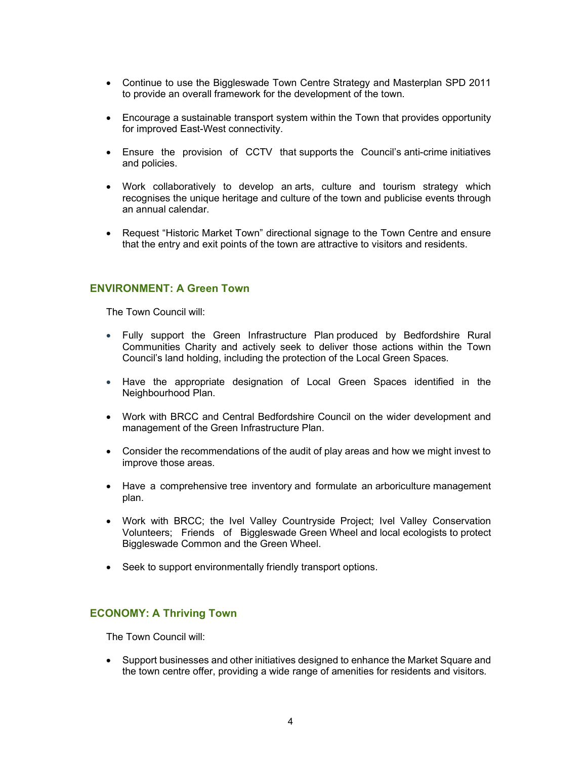- Continue to use the Biggleswade Town Centre Strategy and Masterplan SPD 2011 to provide an overall framework for the development of the town.

- Encourage a sustainable transport system within the Town that provides opportunity for improved East-West connectivity.

- Ensure the provision of CCTV that supports the Council's anti-crime initiatives and policies.

- Work collaboratively to develop an arts, culture and tourism strategy which recognises the unique heritage and culture of the town and publicise events through an annual calendar.

- Request "Historic Market Town" directional signage to the Town Centre and ensure that the entry and exit points of the town are attractive to visitors and residents.

## ENVIRONMENT: A Green Town

The Town Council will:

- Fully support the Green Infrastructure Plan produced by Bedfordshire Rural Communities Charity and actively seek to deliver those actions within the Town Council's land holding, including the protection of the Local Green Spaces.

- Have the appropriate designation of Local Green Spaces identified in the Neighbourhood Plan.

- Work with BRCC and Central Bedfordshire Council on the wider development and management of the Green Infrastructure Plan.

- Consider the recommendations of the audit of play areas and how we might invest to improve those areas.

- Have a comprehensive tree inventory and formulate an arboriculture management plan.

- Work with BRCC; the Ivel Valley Countryside Project; Ivel Valley Conservation Volunteers; Friends of Biggleswade Green Wheel and local ecologists to protect Biggleswade Common and the Green Wheel.

- Seek to support environmentally friendly transport options.

## ECONOMY: A Thriving Town

The Town Council will:

- Support businesses and other initiatives designed to enhance the Market Square and the town centre offer, providing a wide range of amenities for residents and visitors.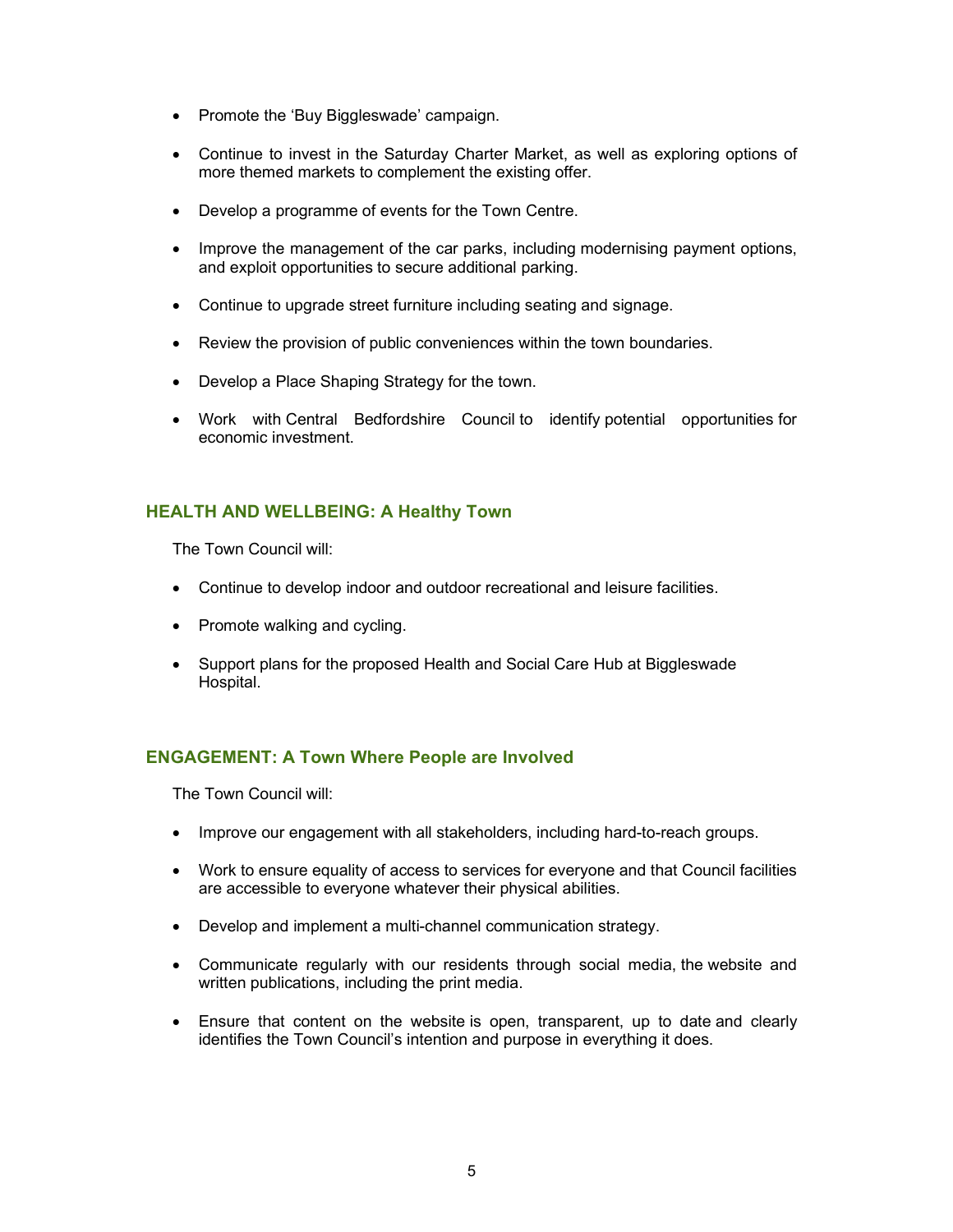- Promote the 'Buy Biggleswade' campaign.

- Continue to invest in the Saturday Charter Market, as well as exploring options of more themed markets to complement the existing offer.

- Develop a programme of events for the Town Centre.

- Improve the management of the car parks, including modernising payment options, and exploit opportunities to secure additional parking.

- Continue to upgrade street furniture including seating and signage.

- Review the provision of public conveniences within the town boundaries.

- Develop a Place Shaping Strategy for the town.

- Work with Central Bedfordshire Council to identify potential opportunities for economic investment.

## HEALTH AND WELLBEING: A Healthy Town

The Town Council will:

- Continue to develop indoor and outdoor recreational and leisure facilities.

- Promote walking and cycling.

- Support plans for the proposed Health and Social Care Hub at Biggleswade Hospital.

## ENGAGEMENT: A Town Where People are Involved

The Town Council will:

- Improve our engagement with all stakeholders, including hard-to-reach groups.

- Work to ensure equality of access to services for everyone and that Council facilities are accessible to everyone whatever their physical abilities.

- Develop and implement a multi-channel communication strategy.

- Communicate regularly with our residents through social media, the website and written publications, including the print media.

- Ensure that content on the website is open, transparent, up to date and clearly identifies the Town Council's intention and purpose in everything it does.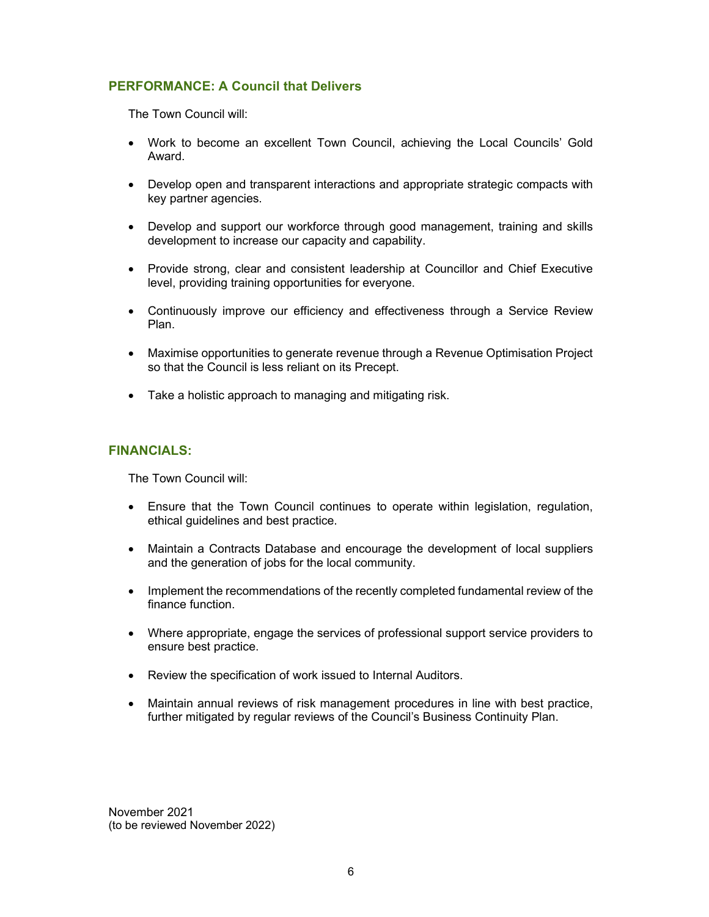## PERFORMANCE: A Council that Delivers

The Town Council will:

- Work to become an excellent Town Council, achieving the Local Councils' Gold Award.
- Develop open and transparent interactions and appropriate strategic compacts with key partner agencies.
- Develop and support our workforce through good management, training and skills development to increase our capacity and capability.
- Provide strong, clear and consistent leadership at Councillor and Chief Executive level, providing training opportunities for everyone.
- Continuously improve our efficiency and effectiveness through a Service Review Plan.
- Maximise opportunities to generate revenue through a Revenue Optimisation Project so that the Council is less reliant on its Precept.
- Take a holistic approach to managing and mitigating risk.

## FINANCIALS:

The Town Council will:

- Ensure that the Town Council continues to operate within legislation, regulation, ethical guidelines and best practice.
- Maintain a Contracts Database and encourage the development of local suppliers and the generation of jobs for the local community.
- Implement the recommendations of the recently completed fundamental review of the finance function.
- Where appropriate, engage the services of professional support service providers to ensure best practice.
- Review the specification of work issued to Internal Auditors.
- Maintain annual reviews of risk management procedures in line with best practice, further mitigated by regular reviews of the Council's Business Continuity Plan.

November 2021
(to be reviewed November 2022)